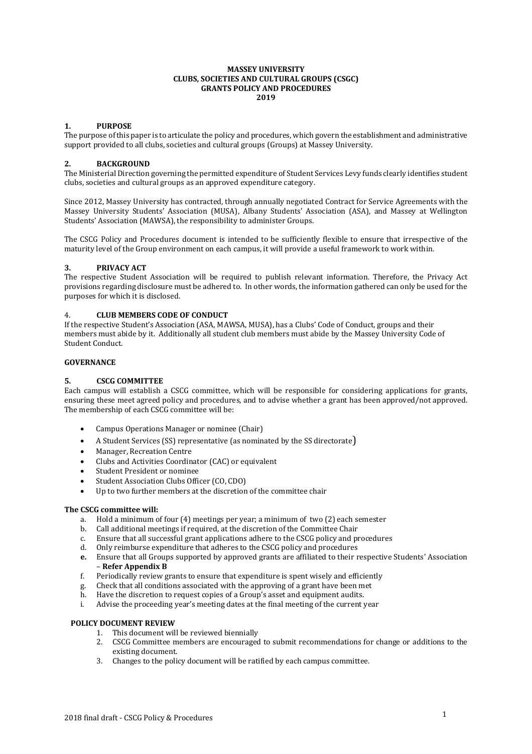**MASSEY UNIVERSITY**
**CLUBS, SOCIETIES AND CULTURAL GROUPS (CSGC)**
**GRANTS POLICY AND PROCEDURES**
**2019**

## 1. PURPOSE

The purpose of this paper is to articulate the policy and procedures, which govern the establishment and administrative support provided to all clubs, societies and cultural groups (Groups) at Massey University.

## 2. BACKGROUND

The Ministerial Direction governing the permitted expenditure of Student Services Levy funds clearly identifies student clubs, societies and cultural groups as an approved expenditure category.

Since 2012, Massey University has contracted, through annually negotiated Contract for Service Agreements with the Massey University Students' Association (MUSA), Albany Students' Association (ASA), and Massey at Wellington Students' Association (MAWSA), the responsibility to administer Groups.

The CSCG Policy and Procedures document is intended to be sufficiently flexible to ensure that irrespective of the maturity level of the Group environment on each campus, it will provide a useful framework to work within.

## 3. PRIVACY ACT

The respective Student Association will be required to publish relevant information. Therefore, the Privacy Act provisions regarding disclosure must be adhered to. In other words, the information gathered can only be used for the purposes for which it is disclosed.

## 4. CLUB MEMBERS CODE OF CONDUCT

If the respective Student's Association (ASA, MAWSA, MUSA), has a Clubs' Code of Conduct, groups and their members must abide by it. Additionally all student club members must abide by the Massey University Code of Student Conduct.

## GOVERNANCE

## 5. CSCG COMMITTEE

Each campus will establish a CSCG committee, which will be responsible for considering applications for grants, ensuring these meet agreed policy and procedures, and to advise whether a grant has been approved/not approved. The membership of each CSCG committee will be:

- Campus Operations Manager or nominee (Chair)
- A Student Services (SS) representative (as nominated by the SS directorate)
- Manager, Recreation Centre
- Clubs and Activities Coordinator (CAC) or equivalent
- Student President or nominee
- Student Association Clubs Officer (CO, CDO)
- Up to two further members at the discretion of the committee chair

**The CSCG committee will:**

a. Hold a minimum of four (4) meetings per year; a minimum of two (2) each semester
b. Call additional meetings if required, at the discretion of the Committee Chair
c. Ensure that all successful grant applications adhere to the CSCG policy and procedures
d. Only reimburse expenditure that adheres to the CSCG policy and procedures
**e.** Ensure that all Groups supported by approved grants are affiliated to their respective Students' Association – **Refer Appendix B**
f. Periodically review grants to ensure that expenditure is spent wisely and efficiently
g. Check that all conditions associated with the approving of a grant have been met
h. Have the discretion to request copies of a Group's asset and equipment audits.
i. Advise the proceeding year's meeting dates at the final meeting of the current year

**POLICY DOCUMENT REVIEW**

1. This document will be reviewed biennially
2. CSCG Committee members are encouraged to submit recommendations for change or additions to the existing document.
3. Changes to the policy document will be ratified by each campus committee.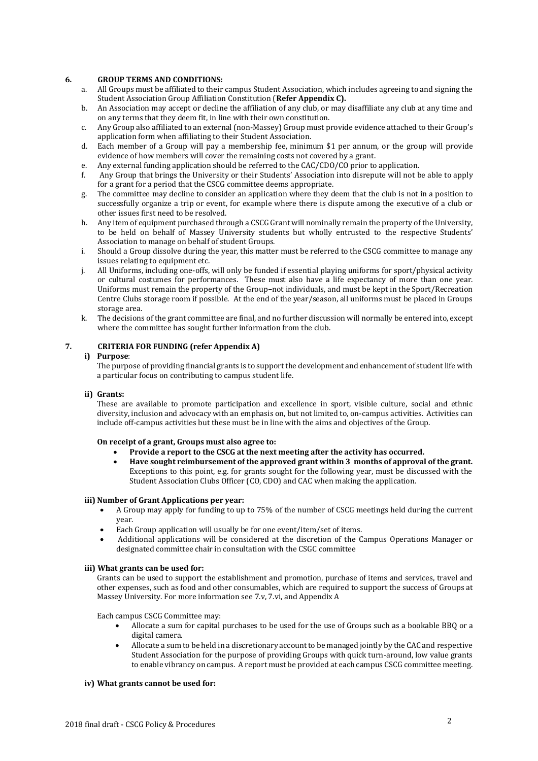## 6. GROUP TERMS AND CONDITIONS:

a. All Groups must be affiliated to their campus Student Association, which includes agreeing to and signing the Student Association Group Affiliation Constitution (**Refer Appendix C).**

b. An Association may accept or decline the affiliation of any club, or may disaffiliate any club at any time and on any terms that they deem fit, in line with their own constitution.

c. Any Group also affiliated to an external (non-Massey) Group must provide evidence attached to their Group's application form when affiliating to their Student Association.

d. Each member of a Group will pay a membership fee, minimum $1 per annum, or the group will provide evidence of how members will cover the remaining costs not covered by a grant.

e. Any external funding application should be referred to the CAC/CDO/CO prior to application.

f. Any Group that brings the University or their Students' Association into disrepute will not be able to apply for a grant for a period that the CSCG committee deems appropriate.

g. The committee may decline to consider an application where they deem that the club is not in a position to successfully organize a trip or event, for example where there is dispute among the executive of a club or other issues first need to be resolved.

h. Any item of equipment purchased through a CSCG Grant will nominally remain the property of the University, to be held on behalf of Massey University students but wholly entrusted to the respective Students' Association to manage on behalf of student Groups.

i. Should a Group dissolve during the year, this matter must be referred to the CSCG committee to manage any issues relating to equipment etc.

j. All Uniforms, including one-offs, will only be funded if essential playing uniforms for sport/physical activity or cultural costumes for performances. These must also have a life expectancy of more than one year. Uniforms must remain the property of the Group–not individuals, and must be kept in the Sport/Recreation Centre Clubs storage room if possible. At the end of the year/season, all uniforms must be placed in Groups storage area.

k. The decisions of the grant committee are final, and no further discussion will normally be entered into, except where the committee has sought further information from the club.

## 7. CRITERIA FOR FUNDING (refer Appendix A)

### i) Purpose:

The purpose of providing financial grants is to support the development and enhancement of student life with a particular focus on contributing to campus student life.

### ii) Grants:

These are available to promote participation and excellence in sport, visible culture, social and ethnic diversity, inclusion and advocacy with an emphasis on, but not limited to, on-campus activities. Activities can include off-campus activities but these must be in line with the aims and objectives of the Group.

**On receipt of a grant, Groups must also agree to:**

- **Provide a report to the CSCG at the next meeting after the activity has occurred.**
- **Have sought reimbursement of the approved grant within 3 months of approval of the grant.** Exceptions to this point, e.g. for grants sought for the following year, must be discussed with the Student Association Clubs Officer (CO, CDO) and CAC when making the application.

### iii) Number of Grant Applications per year:

- A Group may apply for funding to up to 75% of the number of CSCG meetings held during the current year.
- Each Group application will usually be for one event/item/set of items.
- Additional applications will be considered at the discretion of the Campus Operations Manager or designated committee chair in consultation with the CSGC committee

### iii) What grants can be used for:

Grants can be used to support the establishment and promotion, purchase of items and services, travel and other expenses, such as food and other consumables, which are required to support the success of Groups at Massey University. For more information see 7.v, 7.vi, and Appendix A

Each campus CSCG Committee may:

- Allocate a sum for capital purchases to be used for the use of Groups such as a bookable BBQ or a digital camera.
- Allocate a sum to be held in a discretionary account to be managed jointly by the CAC and respective Student Association for the purpose of providing Groups with quick turn-around, low value grants to enable vibrancy on campus. A report must be provided at each campus CSCG committee meeting.

### iv) What grants cannot be used for: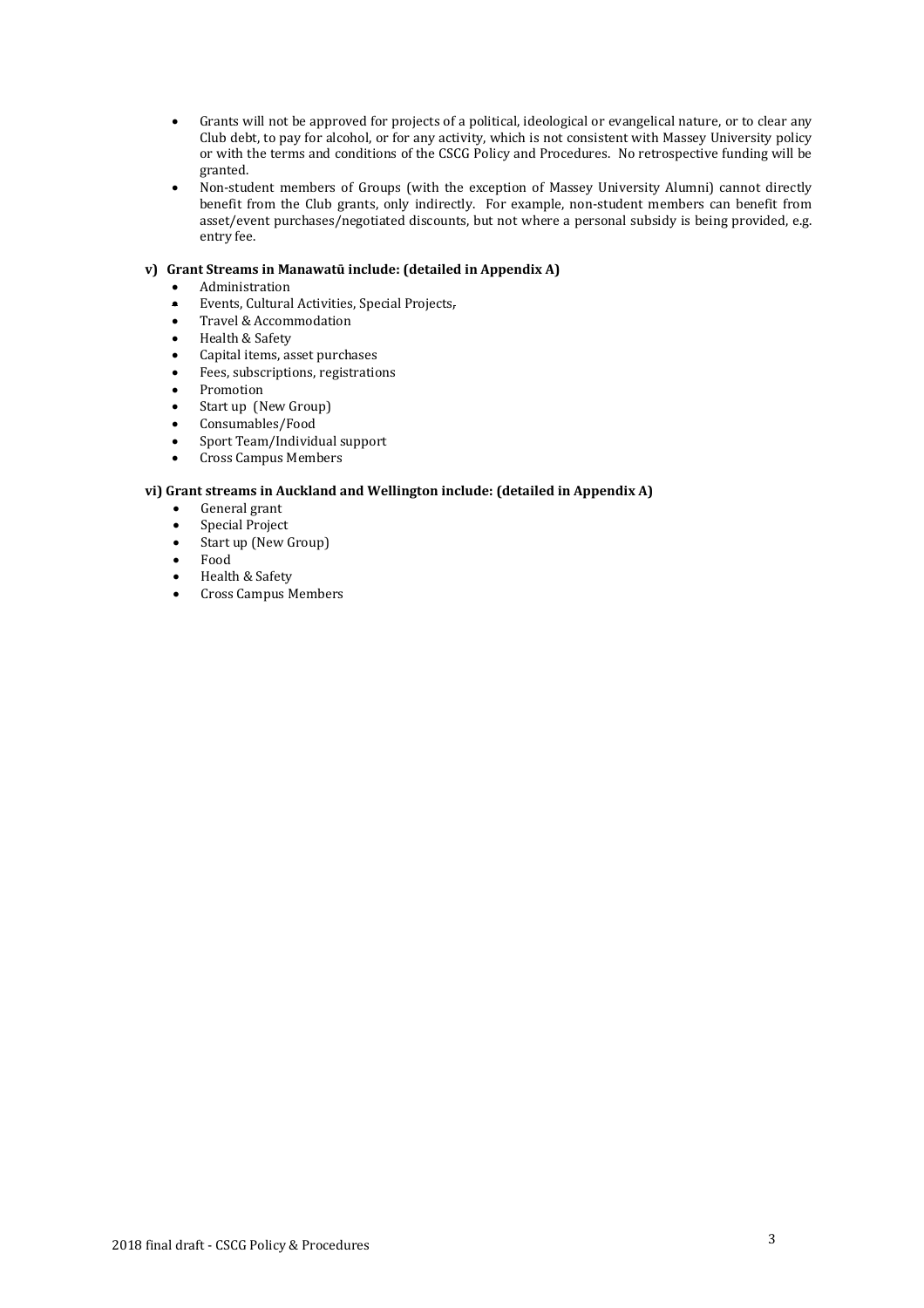- Grants will not be approved for projects of a political, ideological or evangelical nature, or to clear any Club debt, to pay for alcohol, or for any activity, which is not consistent with Massey University policy or with the terms and conditions of the CSCG Policy and Procedures. No retrospective funding will be granted.
- Non-student members of Groups (with the exception of Massey University Alumni) cannot directly benefit from the Club grants, only indirectly. For example, non-student members can benefit from asset/event purchases/negotiated discounts, but not where a personal subsidy is being provided, e.g. entry fee.

**v) Grant Streams in Manawatū include: (detailed in Appendix A)**

- Administration
- Events, Cultural Activities, Special Projects,
- Travel & Accommodation
- Health & Safety
- Capital items, asset purchases
- Fees, subscriptions, registrations
- Promotion
- Start up (New Group)
- Consumables/Food
- Sport Team/Individual support
- Cross Campus Members

**vi) Grant streams in Auckland and Wellington include: (detailed in Appendix A)**

- General grant
- Special Project
- Start up (New Group)
- Food
- Health & Safety
- Cross Campus Members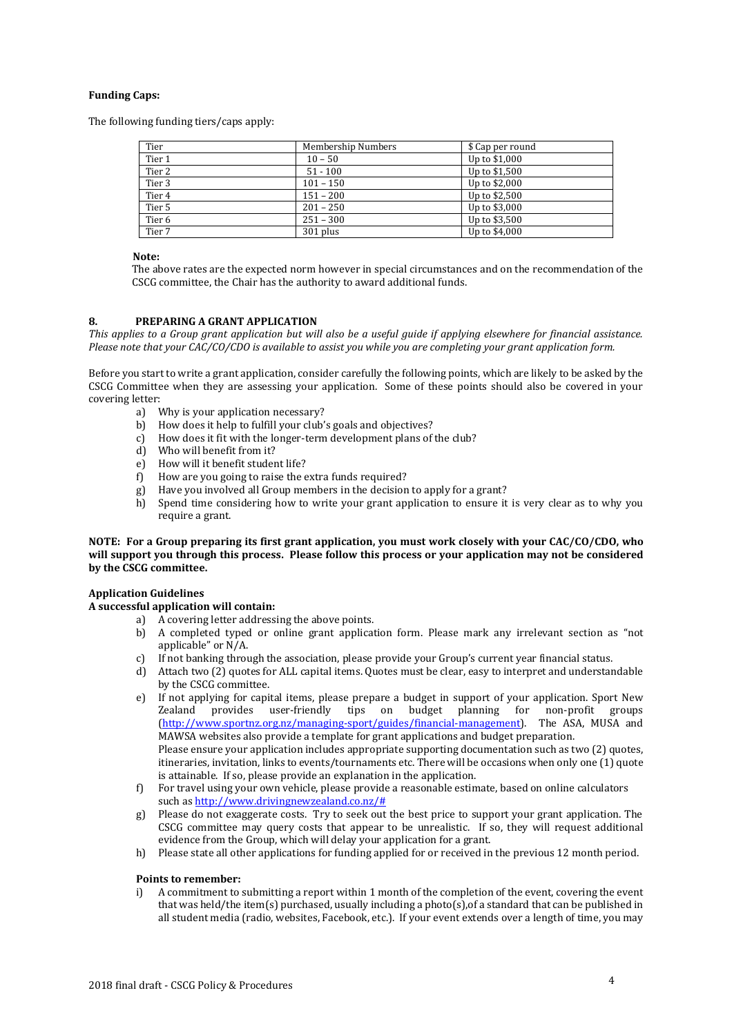**Funding Caps:**

The following funding tiers/caps apply:

| Tier | Membership Numbers | $ Cap per round |
|---|---|---|
| Tier 1 | 10 – 50 | Up to $1,000 |
| Tier 2 | 51 - 100 | Up to $1,500 |
| Tier 3 | 101 – 150 | Up to $2,000 |
| Tier 4 | 151 – 200 | Up to $2,500 |
| Tier 5 | 201 – 250 | Up to $3,000 |
| Tier 6 | 251 – 300 | Up to $3,500 |
| Tier 7 | 301 plus | Up to $4,000 |

**Note:**
The above rates are the expected norm however in special circumstances and on the recommendation of the CSCG committee, the Chair has the authority to award additional funds.

## 8. PREPARING A GRANT APPLICATION

*This applies to a Group grant application but will also be a useful guide if applying elsewhere for financial assistance. Please note that your CAC/CO/CDO is available to assist you while you are completing your grant application form.*

Before you start to write a grant application, consider carefully the following points, which are likely to be asked by the CSCG Committee when they are assessing your application. Some of these points should also be covered in your covering letter:

a) Why is your application necessary?
b) How does it help to fulfill your club's goals and objectives?
c) How does it fit with the longer-term development plans of the club?
d) Who will benefit from it?
e) How will it benefit student life?
f) How are you going to raise the extra funds required?
g) Have you involved all Group members in the decision to apply for a grant?
h) Spend time considering how to write your grant application to ensure it is very clear as to why you require a grant.

**NOTE: For a Group preparing its first grant application, you must work closely with your CAC/CO/CDO, who will support you through this process. Please follow this process or your application may not be considered by the CSCG committee.**

**Application Guidelines**
**A successful application will contain:**

a) A covering letter addressing the above points.
b) A completed typed or online grant application form. Please mark any irrelevant section as "not applicable" or N/A.
c) If not banking through the association, please provide your Group's current year financial status.
d) Attach two (2) quotes for ALL capital items. Quotes must be clear, easy to interpret and understandable by the CSCG committee.
e) If not applying for capital items, please prepare a budget in support of your application. Sport New Zealand provides user-friendly tips on budget planning for non-profit groups (http://www.sportnz.org.nz/managing-sport/guides/financial-management). The ASA, MUSA and MAWSA websites also provide a template for grant applications and budget preparation.
Please ensure your application includes appropriate supporting documentation such as two (2) quotes, itineraries, invitation, links to events/tournaments etc. There will be occasions when only one (1) quote is attainable. If so, please provide an explanation in the application.
f) For travel using your own vehicle, please provide a reasonable estimate, based on online calculators such as http://www.drivingnewzealand.co.nz/#
g) Please do not exaggerate costs. Try to seek out the best price to support your grant application. The CSCG committee may query costs that appear to be unrealistic. If so, they will request additional evidence from the Group, which will delay your application for a grant.
h) Please state all other applications for funding applied for or received in the previous 12 month period.

**Points to remember:**

i) A commitment to submitting a report within 1 month of the completion of the event, covering the event that was held/the item(s) purchased, usually including a photo(s),of a standard that can be published in all student media (radio, websites, Facebook, etc.). If your event extends over a length of time, you may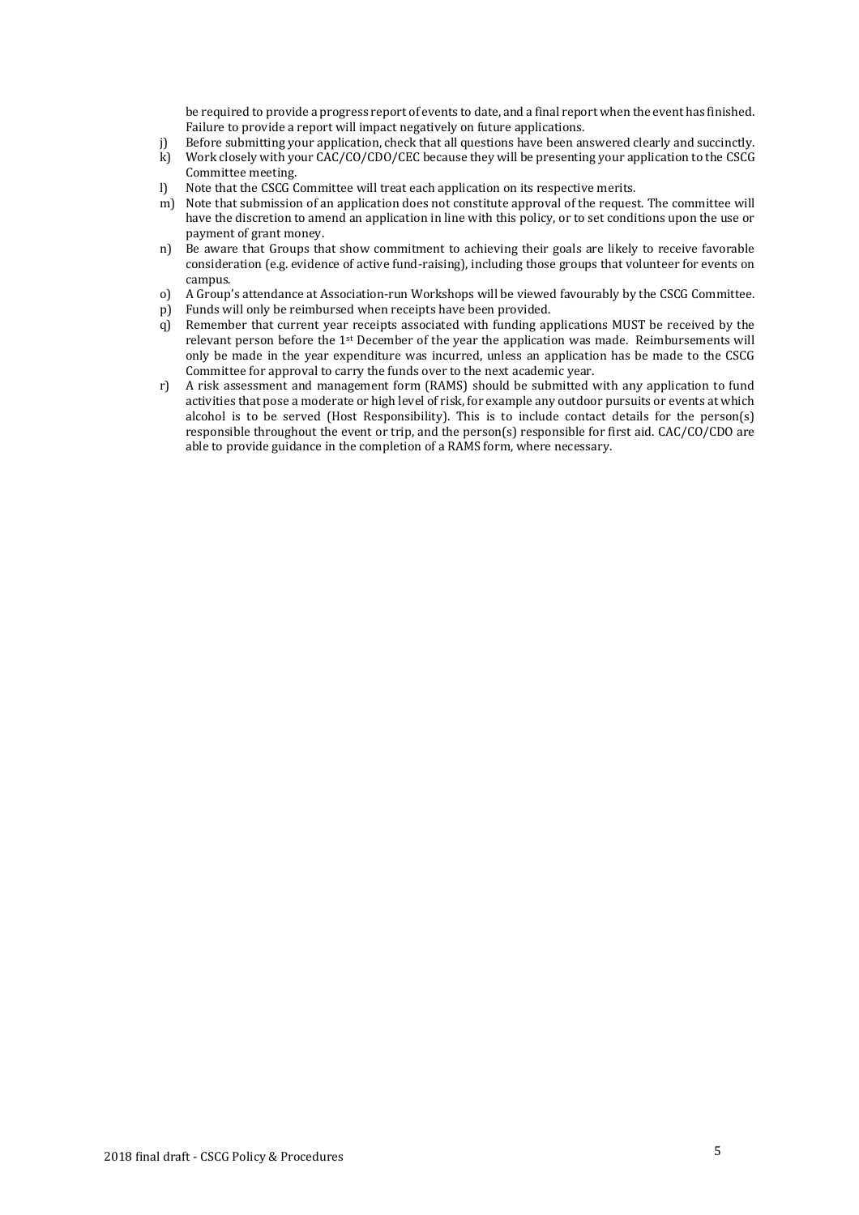be required to provide a progress report of events to date, and a final report when the event has finished. Failure to provide a report will impact negatively on future applications.

j) Before submitting your application, check that all questions have been answered clearly and succinctly.
k) Work closely with your CAC/CO/CDO/CEC because they will be presenting your application to the CSCG Committee meeting.
l) Note that the CSCG Committee will treat each application on its respective merits.
m) Note that submission of an application does not constitute approval of the request. The committee will have the discretion to amend an application in line with this policy, or to set conditions upon the use or payment of grant money.
n) Be aware that Groups that show commitment to achieving their goals are likely to receive favorable consideration (e.g. evidence of active fund-raising), including those groups that volunteer for events on campus.
o) A Group's attendance at Association-run Workshops will be viewed favourably by the CSCG Committee.
p) Funds will only be reimbursed when receipts have been provided.
q) Remember that current year receipts associated with funding applications MUST be received by the relevant person before the 1st December of the year the application was made. Reimbursements will only be made in the year expenditure was incurred, unless an application has be made to the CSCG Committee for approval to carry the funds over to the next academic year.
r) A risk assessment and management form (RAMS) should be submitted with any application to fund activities that pose a moderate or high level of risk, for example any outdoor pursuits or events at which alcohol is to be served (Host Responsibility). This is to include contact details for the person(s) responsible throughout the event or trip, and the person(s) responsible for first aid. CAC/CO/CDO are able to provide guidance in the completion of a RAMS form, where necessary.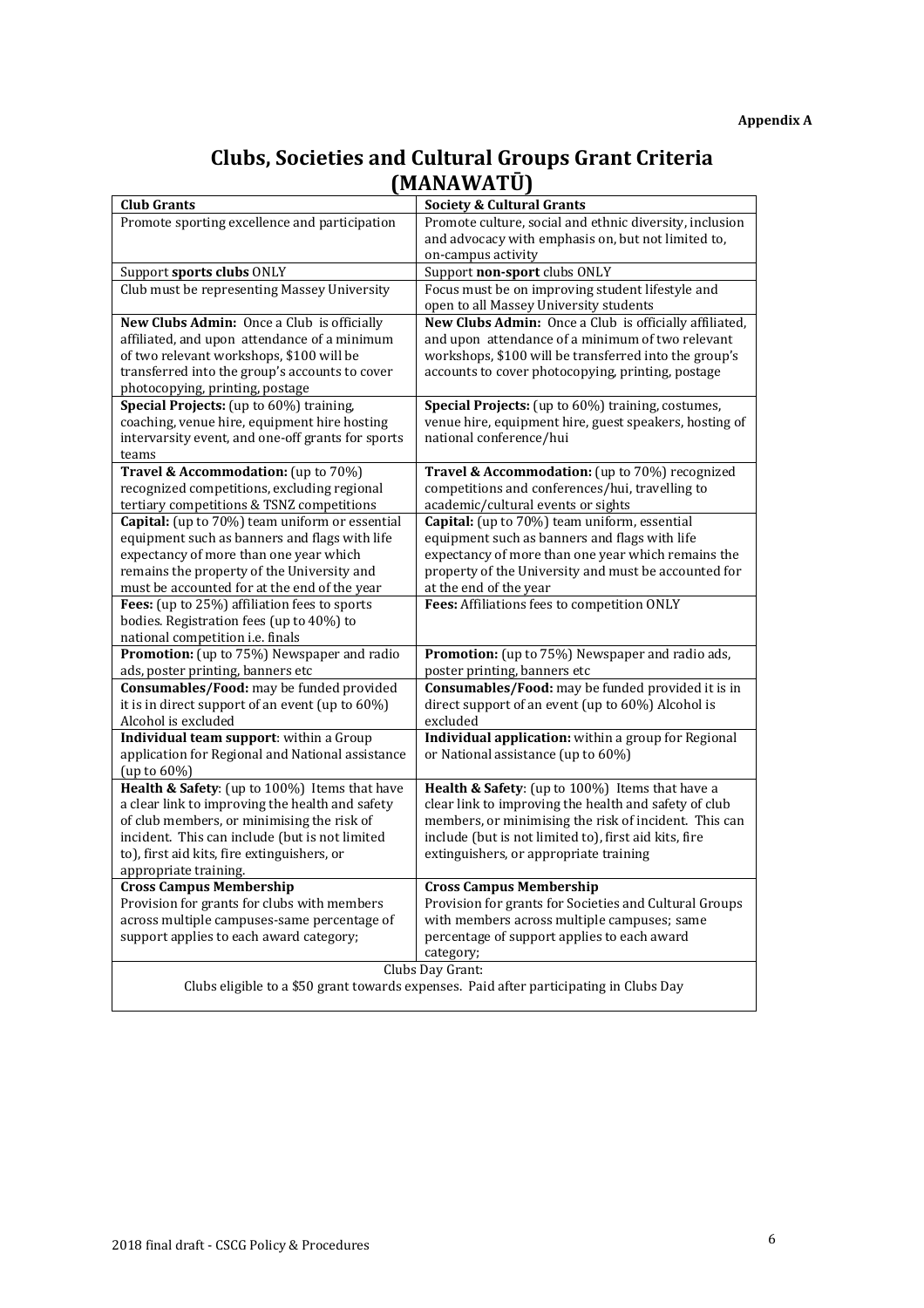**Appendix A**

# Clubs, Societies and Cultural Groups Grant Criteria (MANAWATŪ)

| Club Grants | Society & Cultural Grants |
|---|---|
| Promote sporting excellence and participation | Promote culture, social and ethnic diversity, inclusion and advocacy with emphasis on, but not limited to, on-campus activity |
| Support **sports clubs** ONLY | Support **non-sport** clubs ONLY |
| Club must be representing Massey University | Focus must be on improving student lifestyle and open to all Massey University students |
| **New Clubs Admin:** Once a Club is officially affiliated, and upon attendance of a minimum of two relevant workshops, $100 will be transferred into the group's accounts to cover photocopying, printing, postage | **New Clubs Admin:** Once a Club is officially affiliated, and upon attendance of a minimum of two relevant workshops, $100 will be transferred into the group's accounts to cover photocopying, printing, postage |
| **Special Projects:** (up to 60%) training, coaching, venue hire, equipment hire hosting intervarsity event, and one-off grants for sports teams | **Special Projects:** (up to 60%) training, costumes, venue hire, equipment hire, guest speakers, hosting of national conference/hui |
| **Travel & Accommodation:** (up to 70%) recognized competitions, excluding regional tertiary competitions & TSNZ competitions | **Travel & Accommodation:** (up to 70%) recognized competitions and conferences/hui, travelling to academic/cultural events or sights |
| **Capital:** (up to 70%) team uniform or essential equipment such as banners and flags with life expectancy of more than one year which remains the property of the University and must be accounted for at the end of the year | **Capital:** (up to 70%) team uniform, essential equipment such as banners and flags with life expectancy of more than one year which remains the property of the University and must be accounted for at the end of the year |
| **Fees:** (up to 25%) affiliation fees to sports bodies. Registration fees (up to 40%) to national competition i.e. finals | **Fees:** Affiliations fees to competition ONLY |
| **Promotion:** (up to 75%) Newspaper and radio ads, poster printing, banners etc | **Promotion:** (up to 75%) Newspaper and radio ads, poster printing, banners etc |
| **Consumables/Food:** may be funded provided it is in direct support of an event (up to 60%) Alcohol is excluded | **Consumables/Food:** may be funded provided it is in direct support of an event (up to 60%) Alcohol is excluded |
| **Individual team support**: within a Group application for Regional and National assistance (up to 60%) | **Individual application:** within a group for Regional or National assistance (up to 60%) |
| **Health & Safety**: (up to 100%) Items that have a clear link to improving the health and safety of club members, or minimising the risk of incident. This can include (but is not limited to), first aid kits, fire extinguishers, or appropriate training. | **Health & Safety**: (up to 100%) Items that have a clear link to improving the health and safety of club members, or minimising the risk of incident. This can include (but is not limited to), first aid kits, fire extinguishers, or appropriate training |
| **Cross Campus Membership** Provision for grants for clubs with members across multiple campuses-same percentage of support applies to each award category; | **Cross Campus Membership** Provision for grants for Societies and Cultural Groups with members across multiple campuses; same percentage of support applies to each award category; |
| Clubs Day Grant: Clubs eligible to a $50 grant towards expenses. Paid after participating in Clubs Day | |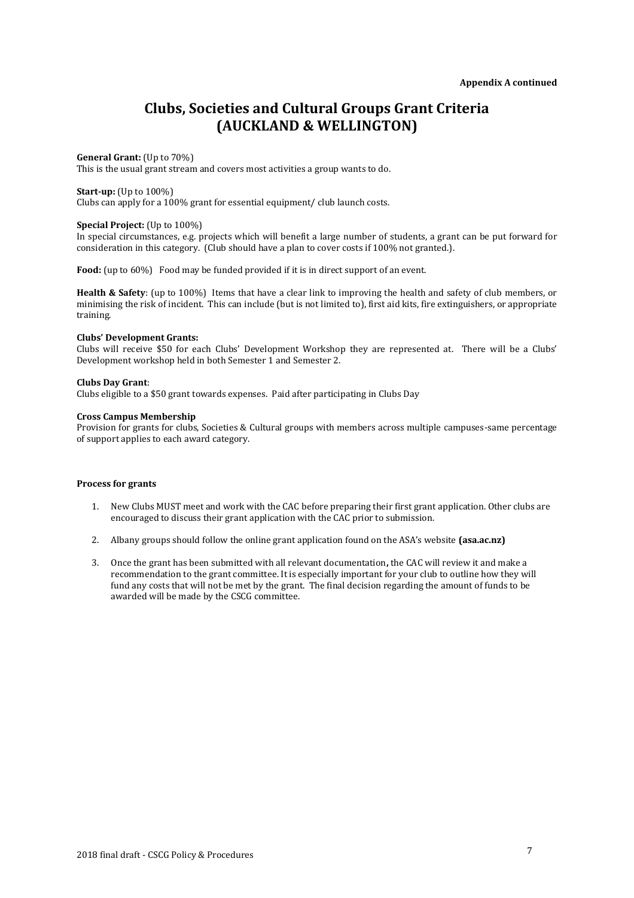**Appendix A continued**

# Clubs, Societies and Cultural Groups Grant Criteria (AUCKLAND & WELLINGTON)

**General Grant:** (Up to 70%)
This is the usual grant stream and covers most activities a group wants to do.

**Start-up:** (Up to 100%)
Clubs can apply for a 100% grant for essential equipment/ club launch costs.

**Special Project:** (Up to 100%)
In special circumstances, e.g. projects which will benefit a large number of students, a grant can be put forward for consideration in this category. (Club should have a plan to cover costs if 100% not granted.).

**Food:** (up to 60%) Food may be funded provided if it is in direct support of an event.

**Health & Safety**: (up to 100%) Items that have a clear link to improving the health and safety of club members, or minimising the risk of incident. This can include (but is not limited to), first aid kits, fire extinguishers, or appropriate training.

**Clubs' Development Grants:**
Clubs will receive $50 for each Clubs' Development Workshop they are represented at. There will be a Clubs' Development workshop held in both Semester 1 and Semester 2.

**Clubs Day Grant**:
Clubs eligible to a $50 grant towards expenses. Paid after participating in Clubs Day

**Cross Campus Membership**
Provision for grants for clubs, Societies & Cultural groups with members across multiple campuses-same percentage of support applies to each award category.

**Process for grants**

1. New Clubs MUST meet and work with the CAC before preparing their first grant application. Other clubs are encouraged to discuss their grant application with the CAC prior to submission.
2. Albany groups should follow the online grant application found on the ASA's website **(asa.ac.nz)**
3. Once the grant has been submitted with all relevant documentation**,** the CAC will review it and make a recommendation to the grant committee. It is especially important for your club to outline how they will fund any costs that will not be met by the grant. The final decision regarding the amount of funds to be awarded will be made by the CSCG committee.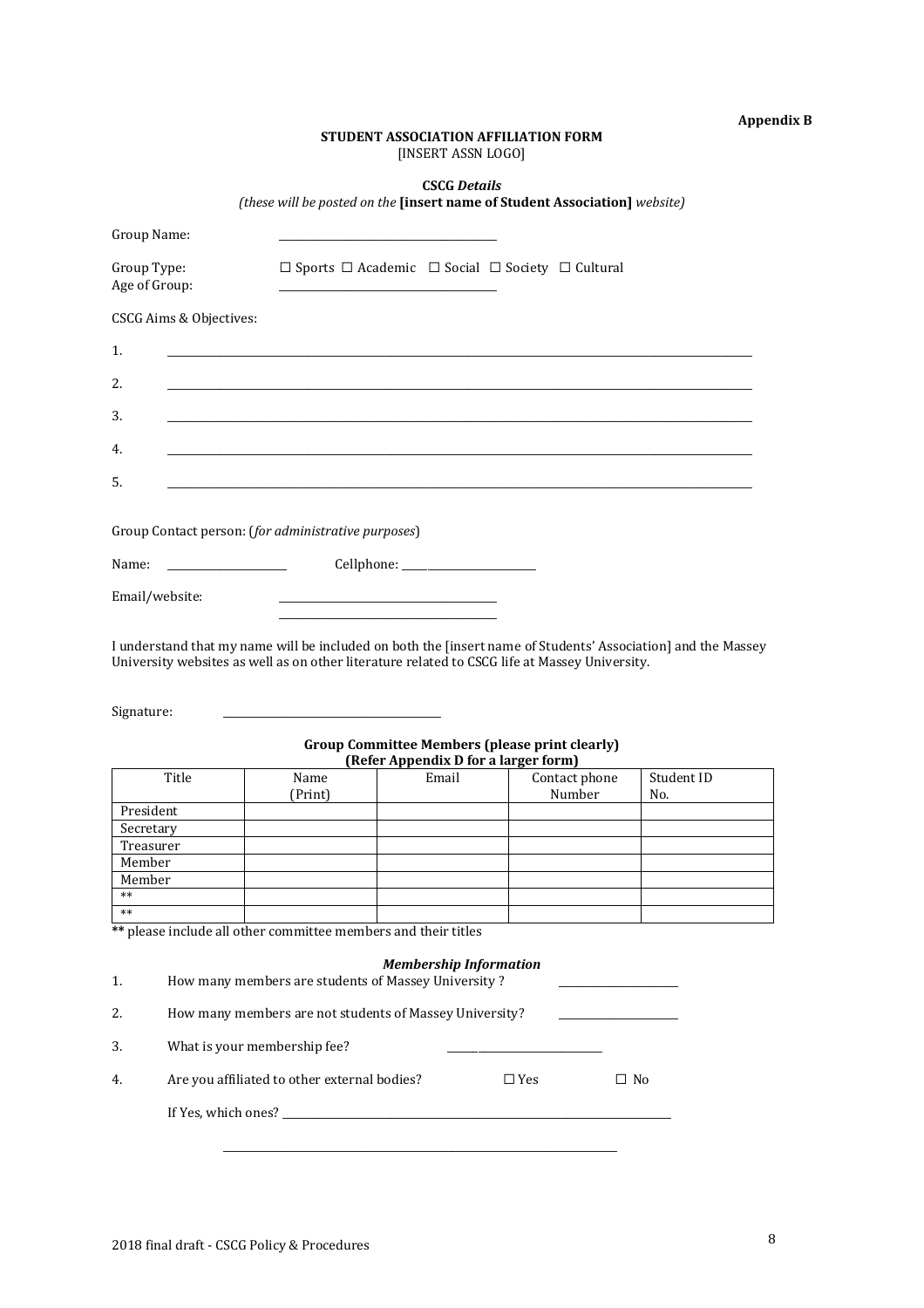**Appendix B**

**STUDENT ASSOCIATION AFFILIATION FORM**
[INSERT ASSN LOGO]

**CSCG *Details***
*(these will be posted on the* **[insert name of Student Association]** *website)*

Group Name: ______________________________

Group Type: ☐ Sports ☐ Academic ☐ Social ☐ Society ☐ Cultural
Age of Group: ______________________________

CSCG Aims & Objectives:

1. ______________________________________________________________________________

2. ______________________________________________________________________________

3. ______________________________________________________________________________

4. ______________________________________________________________________________

5. ______________________________________________________________________________

Group Contact person: (*for administrative purposes*)

Name: ________________ Cellphone: ________________

Email/website: ______________________________
______________________________

I understand that my name will be included on both the [insert name of Students' Association] and the Massey University websites as well as on other literature related to CSCG life at Massey University.

Signature: ______________________________

**Group Committee Members (please print clearly)**
**(Refer Appendix D for a larger form)**

| Title | Name (Print) | Email | Contact phone Number | Student ID No. |
|---|---|---|---|---|
| President | | | | |
| Secretary | | | | |
| Treasurer | | | | |
| Member | | | | |
| Member | | | | |
| ** | | | | |
| ** | | | | |

**\*\*** please include all other committee members and their titles

***Membership Information***

1. How many members are students of Massey University ? ________________

2. How many members are not students of Massey University? ________________

3. What is your membership fee? ________________

4. Are you affiliated to other external bodies? ☐ Yes ☐ No

   If Yes, which ones? ______________________________________________________

   ______________________________________________________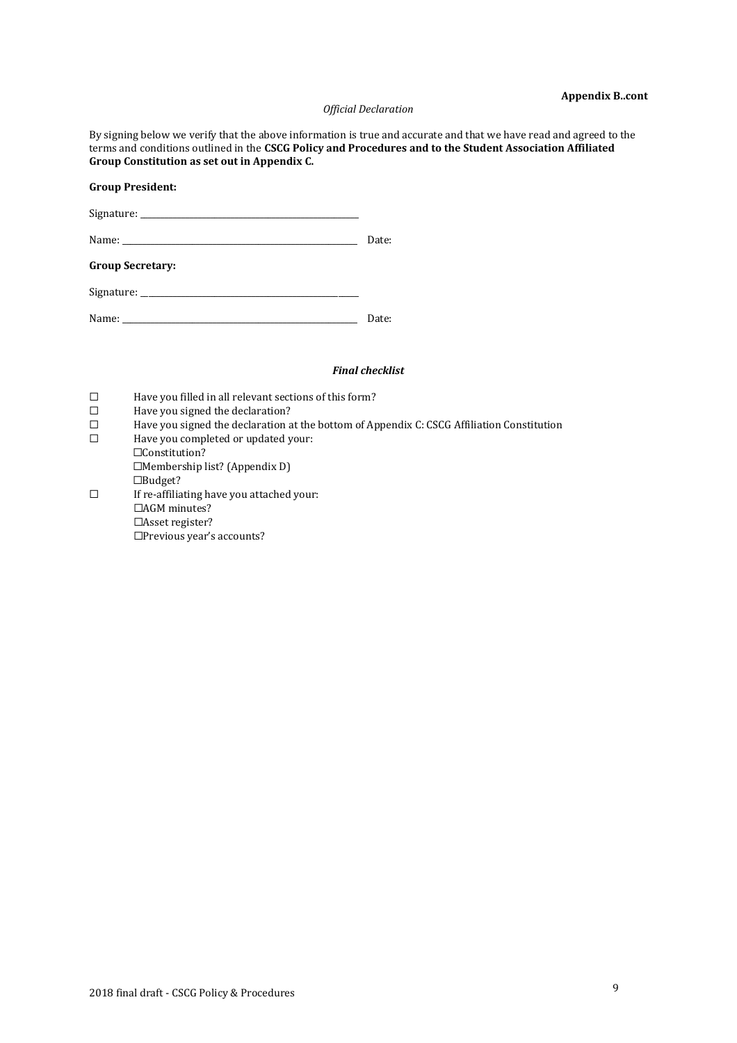**Appendix B..cont**

*Official Declaration*

By signing below we verify that the above information is true and accurate and that we have read and agreed to the terms and conditions outlined in the **CSCG Policy and Procedures and to the Student Association Affiliated Group Constitution as set out in Appendix C.**

**Group President:**

Signature: ___________________________________________

Name: ______________________________________________ Date:

**Group Secretary:**

Signature: ___________________________________________

Name: ______________________________________________ Date:

***Final checklist***

- ☐ Have you filled in all relevant sections of this form?
- ☐ Have you signed the declaration?
- ☐ Have you signed the declaration at the bottom of Appendix C: CSCG Affiliation Constitution
- ☐ Have you completed or updated your:
  - ☐Constitution?
  - ☐Membership list? (Appendix D)
  - ☐Budget?
- ☐ If re-affiliating have you attached your:
  - ☐AGM minutes?
  - ☐Asset register?
  - ☐Previous year's accounts?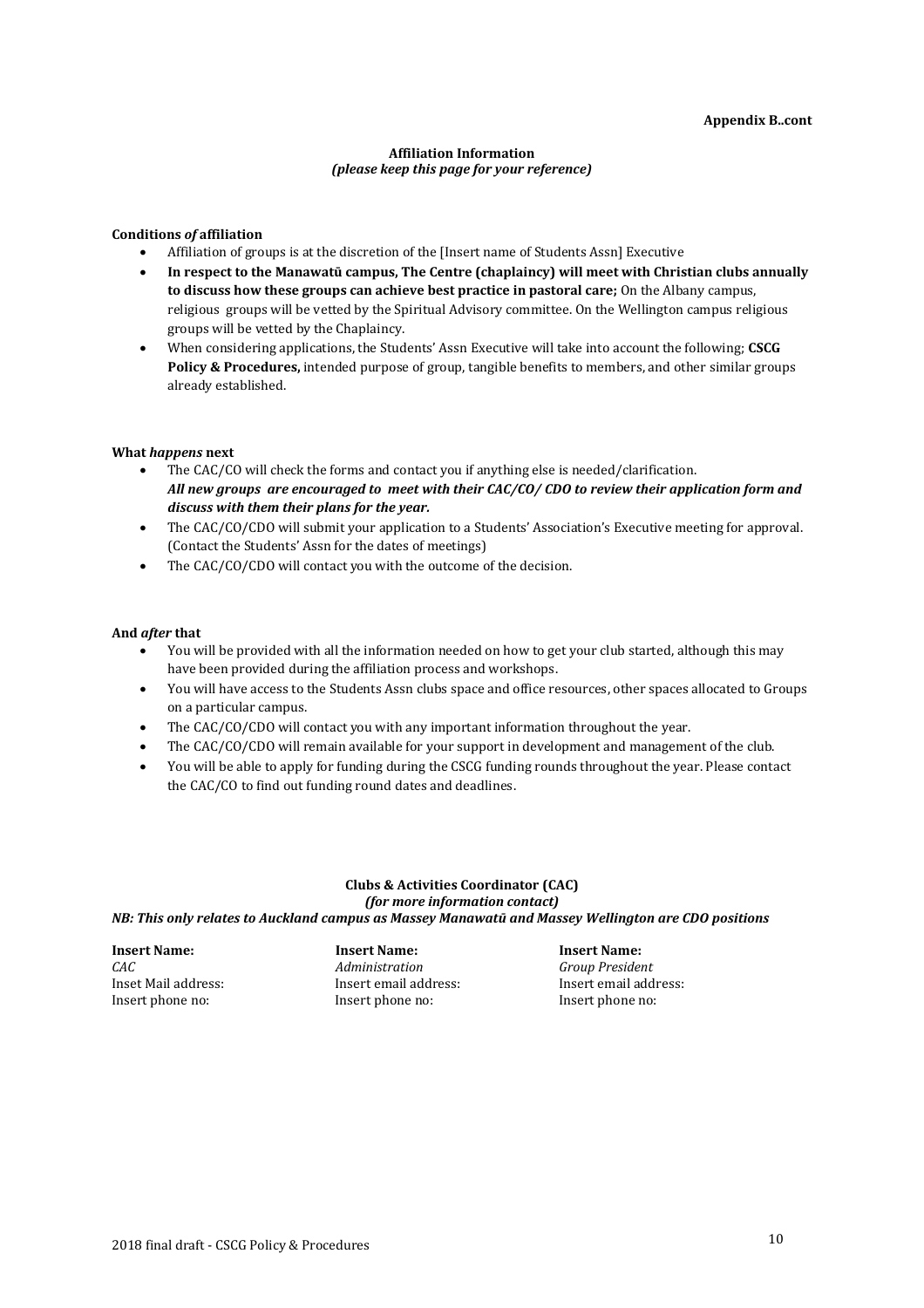**Appendix B..cont**

**Affiliation Information**
***(please keep this page for your reference)***

**Conditions *of* affiliation**

- Affiliation of groups is at the discretion of the [Insert name of Students Assn] Executive
- **In respect to the Manawatū campus, The Centre (chaplaincy) will meet with Christian clubs annually to discuss how these groups can achieve best practice in pastoral care;** On the Albany campus, religious groups will be vetted by the Spiritual Advisory committee. On the Wellington campus religious groups will be vetted by the Chaplaincy.
- When considering applications, the Students' Assn Executive will take into account the following; **CSCG Policy & Procedures,** intended purpose of group, tangible benefits to members, and other similar groups already established.

**What *happens* next**

- The CAC/CO will check the forms and contact you if anything else is needed/clarification. ***All new groups are encouraged to meet with their CAC/CO/ CDO to review their application form and discuss with them their plans for the year.***
- The CAC/CO/CDO will submit your application to a Students' Association's Executive meeting for approval. (Contact the Students' Assn for the dates of meetings)
- The CAC/CO/CDO will contact you with the outcome of the decision.

**And *after* that**

- You will be provided with all the information needed on how to get your club started, although this may have been provided during the affiliation process and workshops.
- You will have access to the Students Assn clubs space and office resources, other spaces allocated to Groups on a particular campus.
- The CAC/CO/CDO will contact you with any important information throughout the year.
- The CAC/CO/CDO will remain available for your support in development and management of the club.
- You will be able to apply for funding during the CSCG funding rounds throughout the year. Please contact the CAC/CO to find out funding round dates and deadlines.

**Clubs & Activities Coordinator (CAC)**
***(for more information contact)***
***NB: This only relates to Auckland campus as Massey Manawatū and Massey Wellington are CDO positions***

**Insert Name:**
*CAC*
Inset Mail address:
Insert phone no:

**Insert Name:**
*Administration*
Insert email address:
Insert phone no:

**Insert Name:**
*Group President*
Insert email address:
Insert phone no: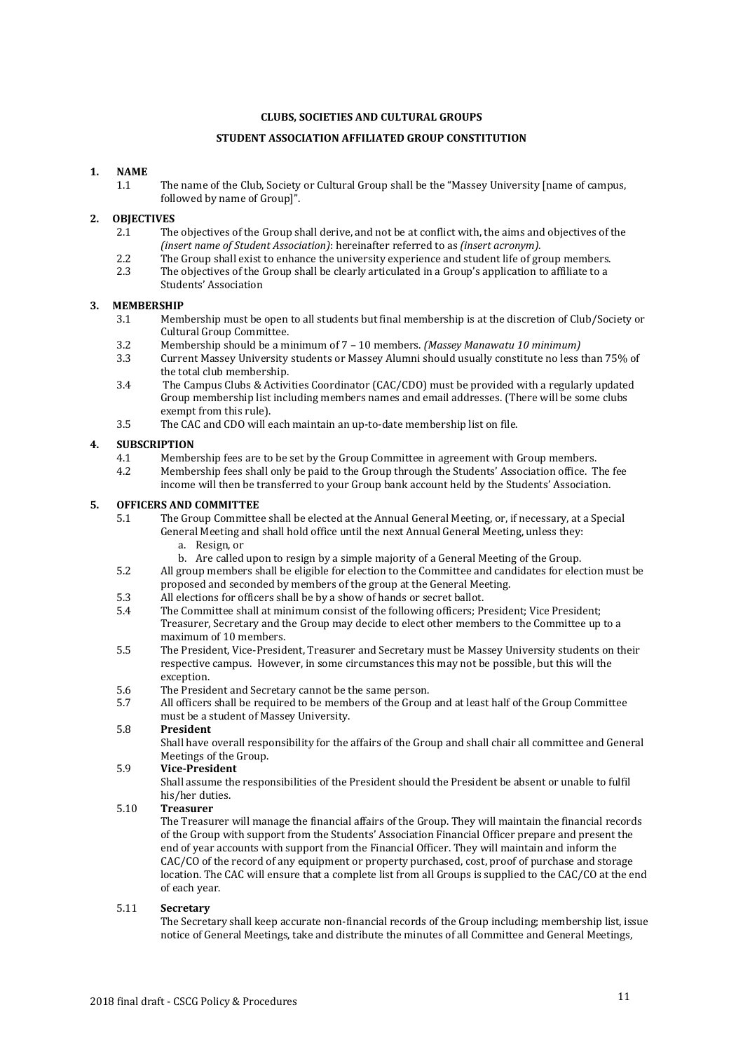**CLUBS, SOCIETIES AND CULTURAL GROUPS**

**STUDENT ASSOCIATION AFFILIATED GROUP CONSTITUTION**

## 1. NAME

1.1 The name of the Club, Society or Cultural Group shall be the "Massey University [name of campus, followed by name of Group]".

## 2. OBJECTIVES

2.1 The objectives of the Group shall derive, and not be at conflict with, the aims and objectives of the *(insert name of Student Association)*: hereinafter referred to as *(insert acronym)*.

2.2 The Group shall exist to enhance the university experience and student life of group members.

2.3 The objectives of the Group shall be clearly articulated in a Group's application to affiliate to a Students' Association

## 3. MEMBERSHIP

3.1 Membership must be open to all students but final membership is at the discretion of Club/Society or Cultural Group Committee.

3.2 Membership should be a minimum of 7 – 10 members. *(Massey Manawatu 10 minimum)*

3.3 Current Massey University students or Massey Alumni should usually constitute no less than 75% of the total club membership.

3.4 The Campus Clubs & Activities Coordinator (CAC/CDO) must be provided with a regularly updated Group membership list including members names and email addresses. (There will be some clubs exempt from this rule).

3.5 The CAC and CDO will each maintain an up-to-date membership list on file.

## 4. SUBSCRIPTION

4.1 Membership fees are to be set by the Group Committee in agreement with Group members.

4.2 Membership fees shall only be paid to the Group through the Students' Association office. The fee income will then be transferred to your Group bank account held by the Students' Association.

## 5. OFFICERS AND COMMITTEE

5.1 The Group Committee shall be elected at the Annual General Meeting, or, if necessary, at a Special General Meeting and shall hold office until the next Annual General Meeting, unless they:

a. Resign, or
b. Are called upon to resign by a simple majority of a General Meeting of the Group.

5.2 All group members shall be eligible for election to the Committee and candidates for election must be proposed and seconded by members of the group at the General Meeting.

5.3 All elections for officers shall be by a show of hands or secret ballot.

5.4 The Committee shall at minimum consist of the following officers; President; Vice President; Treasurer, Secretary and the Group may decide to elect other members to the Committee up to a maximum of 10 members.

5.5 The President, Vice-President, Treasurer and Secretary must be Massey University students on their respective campus. However, in some circumstances this may not be possible, but this will the exception.

5.6 The President and Secretary cannot be the same person.

5.7 All officers shall be required to be members of the Group and at least half of the Group Committee must be a student of Massey University.

5.8 **President**

Shall have overall responsibility for the affairs of the Group and shall chair all committee and General Meetings of the Group.

5.9 **Vice-President**

Shall assume the responsibilities of the President should the President be absent or unable to fulfil his/her duties.

5.10 **Treasurer**

The Treasurer will manage the financial affairs of the Group. They will maintain the financial records of the Group with support from the Students' Association Financial Officer prepare and present the end of year accounts with support from the Financial Officer. They will maintain and inform the CAC/CO of the record of any equipment or property purchased, cost, proof of purchase and storage location. The CAC will ensure that a complete list from all Groups is supplied to the CAC/CO at the end of each year.

5.11 **Secretary**

The Secretary shall keep accurate non-financial records of the Group including; membership list, issue notice of General Meetings, take and distribute the minutes of all Committee and General Meetings,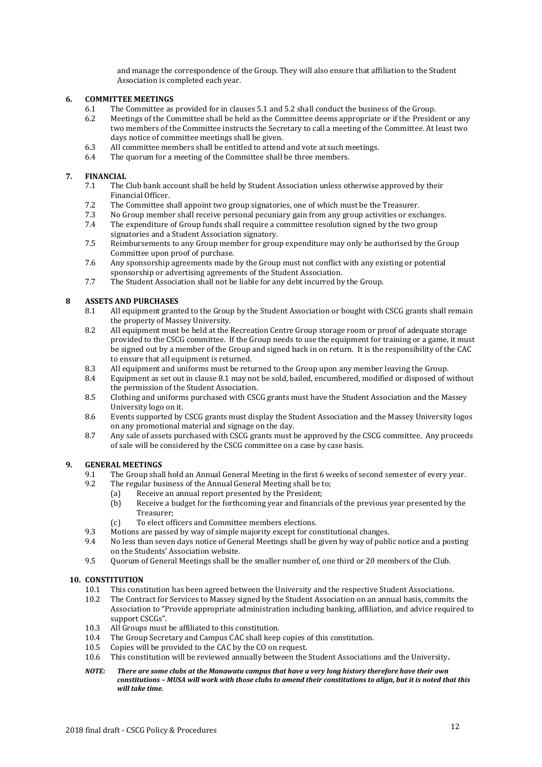and manage the correspondence of the Group. They will also ensure that affiliation to the Student Association is completed each year.

## 6. COMMITTEE MEETINGS

6.1 The Committee as provided for in clauses 5.1 and 5.2 shall conduct the business of the Group.

6.2 Meetings of the Committee shall be held as the Committee deems appropriate or if the President or any two members of the Committee instructs the Secretary to call a meeting of the Committee. At least two days notice of committee meetings shall be given.

6.3 All committee members shall be entitled to attend and vote at such meetings.

6.4 The quorum for a meeting of the Committee shall be three members.

## 7. FINANCIAL

7.1 The Club bank account shall be held by Student Association unless otherwise approved by their Financial Officer.

7.2 The Committee shall appoint two group signatories, one of which must be the Treasurer.

7.3 No Group member shall receive personal pecuniary gain from any group activities or exchanges.

7.4 The expenditure of Group funds shall require a committee resolution signed by the two group signatories and a Student Association signatory.

7.5 Reimbursements to any Group member for group expenditure may only be authorised by the Group Committee upon proof of purchase.

7.6 Any sponsorship agreements made by the Group must not conflict with any existing or potential sponsorship or advertising agreements of the Student Association.

7.7 The Student Association shall not be liable for any debt incurred by the Group.

## 8 ASSETS AND PURCHASES

8.1 All equipment granted to the Group by the Student Association or bought with CSCG grants shall remain the property of Massey University.

8.2 All equipment must be held at the Recreation Centre Group storage room or proof of adequate storage provided to the CSCG committee. If the Group needs to use the equipment for training or a game, it must be signed out by a member of the Group and signed back in on return. It is the responsibility of the CAC to ensure that all equipment is returned.

8.3 All equipment and uniforms must be returned to the Group upon any member leaving the Group.

8.4 Equipment as set out in clause 8.1 may not be sold, bailed, encumbered, modified or disposed of without the permission of the Student Association.

8.5 Clothing and uniforms purchased with CSCG grants must have the Student Association and the Massey University logo on it.

8.6 Events supported by CSCG grants must display the Student Association and the Massey University logos on any promotional material and signage on the day.

8.7 Any sale of assets purchased with CSCG grants must be approved by the CSCG committee. Any proceeds of sale will be considered by the CSCG committee on a case by case basis.

## 9. GENERAL MEETINGS

9.1 The Group shall hold an Annual General Meeting in the first 6 weeks of second semester of every year.

9.2 The regular business of the Annual General Meeting shall be to;

- (a) Receive an annual report presented by the President;
- (b) Receive a budget for the forthcoming year and financials of the previous year presented by the Treasurer;
- (c) To elect officers and Committee members elections.

9.3 Motions are passed by way of simple majority except for constitutional changes.

9.4 No less than seven days notice of General Meetings shall be given by way of public notice and a posting on the Students' Association website.

9.5 Quorum of General Meetings shall be the smaller number of, one third or 20 members of the Club.

## 10. CONSTITUTION

10.1 This constitution has been agreed between the University and the respective Student Associations.

10.2 The Contract for Services to Massey signed by the Student Association on an annual basis, commits the Association to "Provide appropriate administration including banking, affiliation, and advice required to support CSCGs".

10.3 All Groups must be affiliated to this constitution.

10.4 The Group Secretary and Campus CAC shall keep copies of this constitution.

10.5 Copies will be provided to the CAC by the CO on request.

10.6 This constitution will be reviewed annually between the Student Associations and the University.

***NOTE: There are some clubs at the Manawatu campus that have a very long history therefore have their own constitutions – MUSA will work with those clubs to amend their constitutions to align, but it is noted that this will take time.***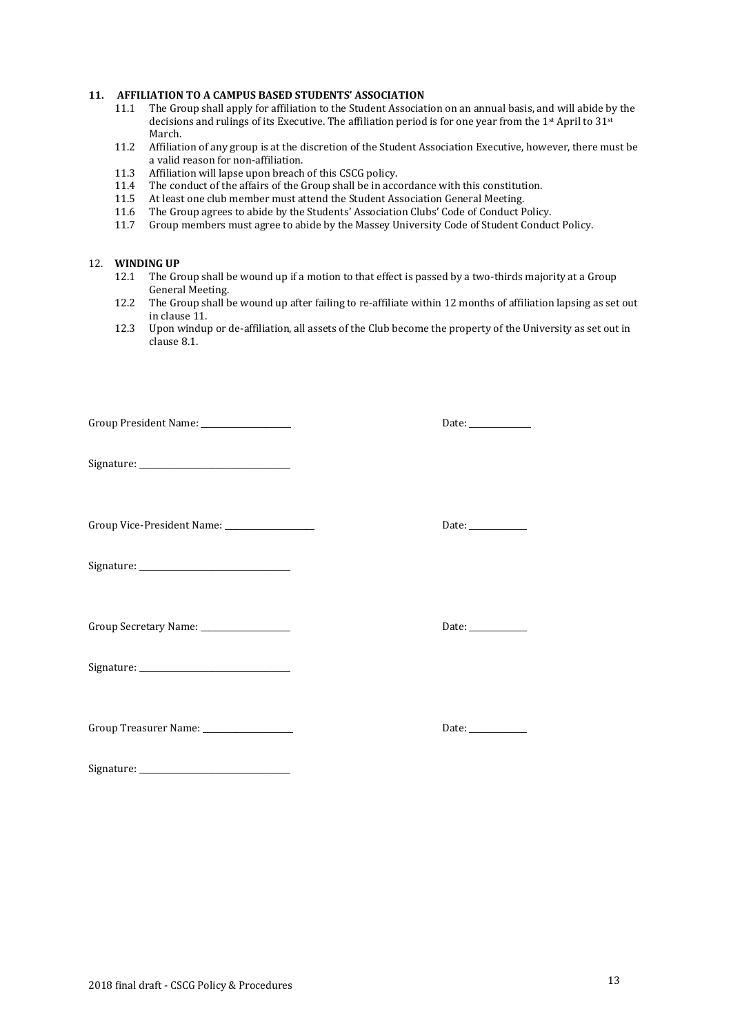## 11. AFFILIATION TO A CAMPUS BASED STUDENTS' ASSOCIATION

11.1 The Group shall apply for affiliation to the Student Association on an annual basis, and will abide by the decisions and rulings of its Executive. The affiliation period is for one year from the 1st April to 31st March.

11.2 Affiliation of any group is at the discretion of the Student Association Executive, however, there must be a valid reason for non-affiliation.

11.3 Affiliation will lapse upon breach of this CSCG policy.

11.4 The conduct of the affairs of the Group shall be in accordance with this constitution.

11.5 At least one club member must attend the Student Association General Meeting.

11.6 The Group agrees to abide by the Students' Association Clubs' Code of Conduct Policy.

11.7 Group members must agree to abide by the Massey University Code of Student Conduct Policy.

## 12. WINDING UP

12.1 The Group shall be wound up if a motion to that effect is passed by a two-thirds majority at a Group General Meeting.

12.2 The Group shall be wound up after failing to re-affiliate within 12 months of affiliation lapsing as set out in clause 11.

12.3 Upon windup or de-affiliation, all assets of the Club become the property of the University as set out in clause 8.1.

Group President Name: ____________________ Date: ____________

Signature: ________________________________

Group Vice-President Name: ____________________ Date: ____________

Signature: ________________________________

Group Secretary Name: ____________________ Date: ____________

Signature: ________________________________

Group Treasurer Name: ____________________ Date: ____________

Signature: ________________________________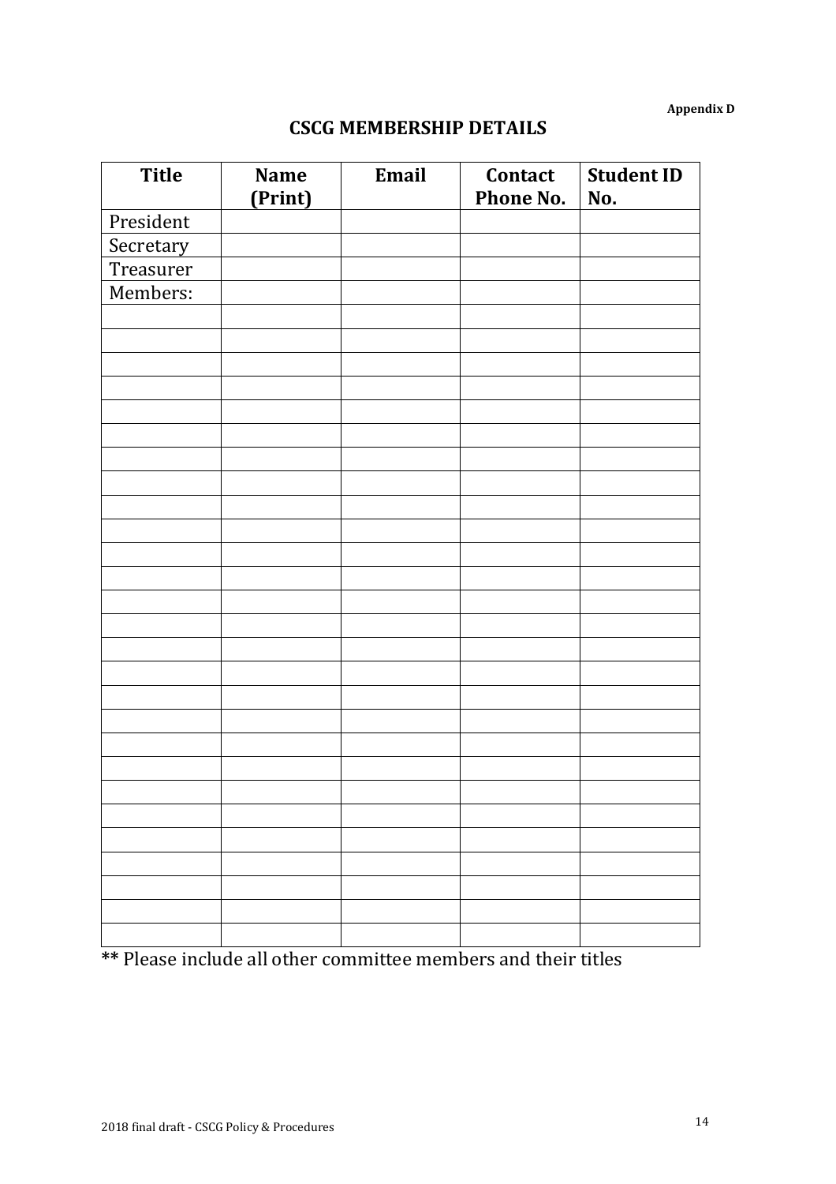Appendix D

## CSCG MEMBERSHIP DETAILS

| Title | Name (Print) | Email | Contact Phone No. | Student ID No. |
|---|---|---|---|---|
| President | | | | |
| Secretary | | | | |
| Treasurer | | | | |
| Members: | | | | |
| | | | | |
| | | | | |
| | | | | |
| | | | | |
| | | | | |
| | | | | |
| | | | | |
| | | | | |
| | | | | |
| | | | | |
| | | | | |
| | | | | |
| | | | | |
| | | | | |
| | | | | |
| | | | | |
| | | | | |
| | | | | |
| | | | | |
| | | | | |
| | | | | |
| | | | | |
| | | | | |
| | | | | |
| | | | | |
| | | | | |
| | | | | |

** Please include all other committee members and their titles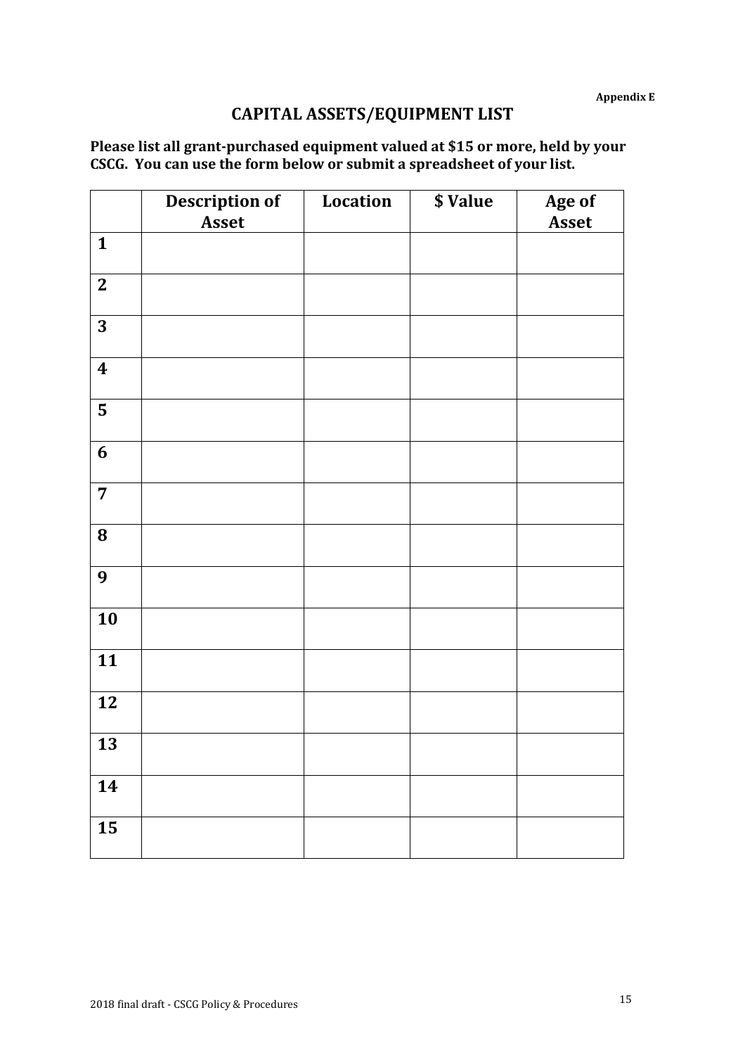**Appendix E**

## CAPITAL ASSETS/EQUIPMENT LIST

**Please list all grant-purchased equipment valued at $15 or more, held by your CSCG. You can use the form below or submit a spreadsheet of your list.**

| | Description of Asset | Location | $ Value | Age of Asset |
|---|---|---|---|---|
| 1 | | | | |
| 2 | | | | |
| 3 | | | | |
| 4 | | | | |
| 5 | | | | |
| 6 | | | | |
| 7 | | | | |
| 8 | | | | |
| 9 | | | | |
| 10 | | | | |
| 11 | | | | |
| 12 | | | | |
| 13 | | | | |
| 14 | | | | |
| 15 | | | | |